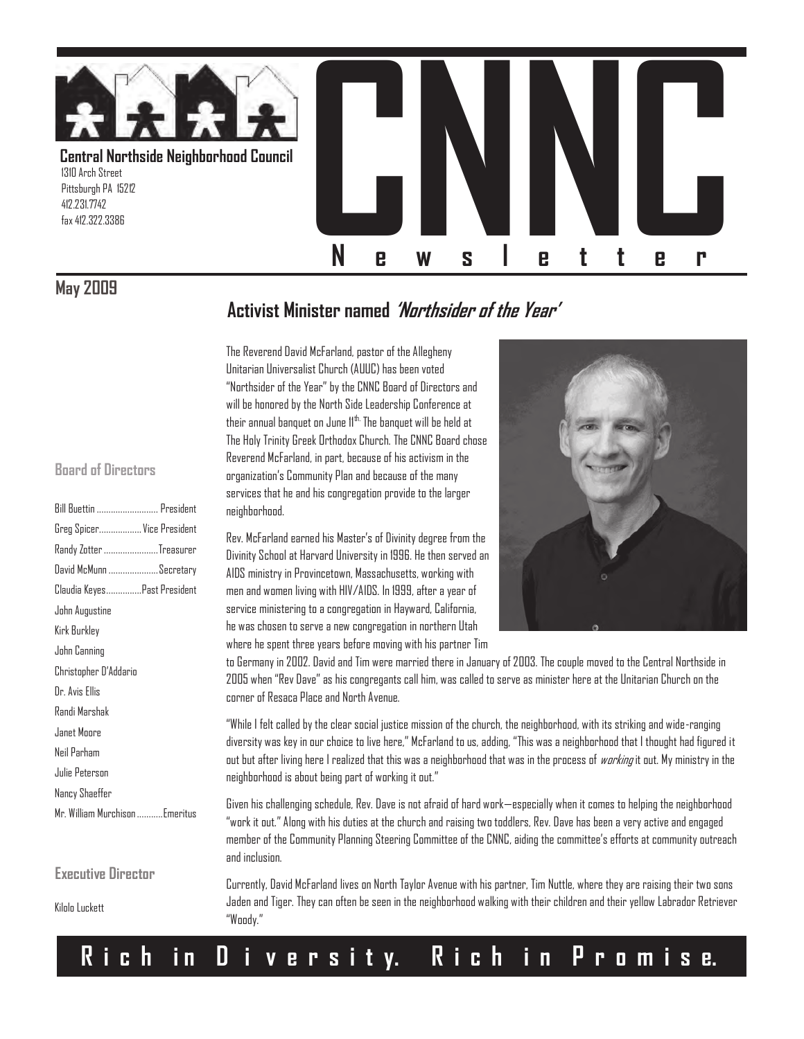# CNNC Newsletter

**Central Northside Neighborhood Council**
1310 Arch Street
Pittsburgh PA 15212
412.231.7742
fax 412.322.3386

**May 2009**

## Activist Minister named *'Northsider of the Year'*

The Reverend David McFarland, pastor of the Allegheny Unitarian Universalist Church (AUUC) has been voted "Northsider of the Year" by the CNNC Board of Directors and will be honored by the North Side Leadership Conference at their annual banquet on June 11th. The banquet will be held at The Holy Trinity Greek Orthodox Church. The CNNC Board chose Reverend McFarland, in part, because of his activism in the organization's Community Plan and because of the many services that he and his congregation provide to the larger neighborhood.

Rev. McFarland earned his Master's of Divinity degree from the Divinity School at Harvard University in 1996. He then served an AIDS ministry in Provincetown, Massachusetts, working with men and women living with HIV/AIDS. In 1999, after a year of service ministering to a congregation in Hayward, California, he was chosen to serve a new congregation in northern Utah where he spent three years before moving with his partner Tim to Germany in 2002. David and Tim were married there in January of 2003. The couple moved to the Central Northside in 2005 when "Rev Dave" as his congregants call him, was called to serve as minister here at the Unitarian Church on the corner of Resaca Place and North Avenue.

"While I felt called by the clear social justice mission of the church, the neighborhood, with its striking and wide-ranging diversity was key in our choice to live here," McFarland to us, adding, "This was a neighborhood that I thought had figured it out but after living here I realized that this was a neighborhood that was in the process of *working* it out. My ministry in the neighborhood is about being part of working it out."

Given his challenging schedule, Rev. Dave is not afraid of hard work—especially when it comes to helping the neighborhood "work it out." Along with his duties at the church and raising two toddlers, Rev. Dave has been a very active and engaged member of the Community Planning Steering Committee of the CNNC, aiding the committee's efforts at community outreach and inclusion.

Currently, David McFarland lives on North Taylor Avenue with his partner, Tim Nuttle, where they are raising their two sons Jaden and Tiger. They can often be seen in the neighborhood walking with their children and their yellow Labrador Retriever "Woody."

### Board of Directors

- Bill Buettin .......... President
- Greg Spicer.......... Vice President
- Randy Zotter .......... Treasurer
- David McMunn .......... Secretary
- Claudia Keyes.......... Past President
- John Augustine
- Kirk Burkley
- John Canning
- Christopher D'Addario
- Dr. Avis Ellis
- Randi Marshak
- Janet Moore
- Neil Parham
- Julie Peterson
- Nancy Shaeffer
- Mr. William Murchison .......... Emeritus

### Executive Director

Kilolo Luckett

**Rich in Diversity. Rich in Promise.**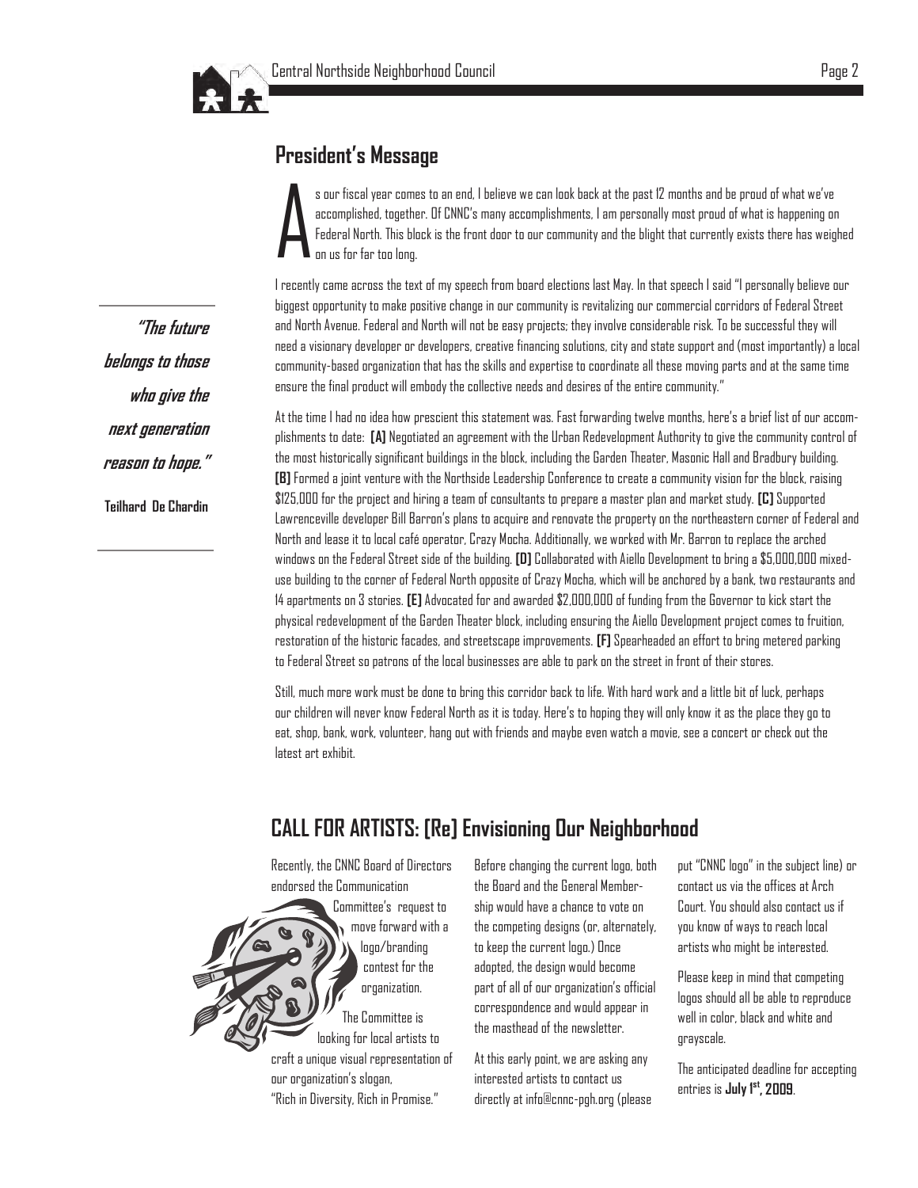## President's Message

As our fiscal year comes to an end, I believe we can look back at the past 12 months and be proud of what we've accomplished, together. Of CNNC's many accomplishments, I am personally most proud of what is happening on Federal North. This block is the front door to our community and the blight that currently exists there has weighed on us for far too long.

I recently came across the text of my speech from board elections last May. In that speech I said "I personally believe our biggest opportunity to make positive change in our community is revitalizing our commercial corridors of Federal Street and North Avenue. Federal and North will not be easy projects; they involve considerable risk. To be successful they will need a visionary developer or developers, creative financing solutions, city and state support and (most importantly) a local community-based organization that has the skills and expertise to coordinate all these moving parts and at the same time ensure the final product will embody the collective needs and desires of the entire community."

*"The future belongs to those who give the next generation reason to hope."*

**Teilhard De Chardin**

At the time I had no idea how prescient this statement was. Fast forwarding twelve months, here's a brief list of our accomplishments to date: **[A]** Negotiated an agreement with the Urban Redevelopment Authority to give the community control of the most historically significant buildings in the block, including the Garden Theater, Masonic Hall and Bradbury building. **[B]** Formed a joint venture with the Northside Leadership Conference to create a community vision for the block, raising $125,000 for the project and hiring a team of consultants to prepare a master plan and market study. **[C]** Supported Lawrenceville developer Bill Barron's plans to acquire and renovate the property on the northeastern corner of Federal and North and lease it to local café operator, Crazy Mocha. Additionally, we worked with Mr. Barron to replace the arched windows on the Federal Street side of the building. **[D]** Collaborated with Aiello Development to bring a $5,000,000 mixed-use building to the corner of Federal North opposite of Crazy Mocha, which will be anchored by a bank, two restaurants and 14 apartments on 3 stories. **[E]** Advocated for and awarded $2,000,000 of funding from the Governor to kick start the physical redevelopment of the Garden Theater block, including ensuring the Aiello Development project comes to fruition, restoration of the historic facades, and streetscape improvements. **[F]** Spearheaded an effort to bring metered parking to Federal Street so patrons of the local businesses are able to park on the street in front of their stores.

Still, much more work must be done to bring this corridor back to life. With hard work and a little bit of luck, perhaps our children will never know Federal North as it is today. Here's to hoping they will only know it as the place they go to eat, shop, bank, work, volunteer, hang out with friends and maybe even watch a movie, see a concert or check out the latest art exhibit.

## CALL FOR ARTISTS: [Re] Envisioning Our Neighborhood

Recently, the CNNC Board of Directors endorsed the Communication Committee's request to move forward with a logo/branding contest for the organization.

The Committee is looking for local artists to craft a unique visual representation of our organization's slogan, "Rich in Diversity, Rich in Promise."

Before changing the current logo, both the Board and the General Membership would have a chance to vote on the competing designs (or, alternately, to keep the current logo.) Once adopted, the design would become part of all of our organization's official correspondence and would appear in the masthead of the newsletter.

At this early point, we are asking any interested artists to contact us directly at info@cnnc-pgh.org (please put "CNNC logo" in the subject line) or contact us via the offices at Arch Court. You should also contact us if you know of ways to reach local artists who might be interested.

Please keep in mind that competing logos should all be able to reproduce well in color, black and white and grayscale.

The anticipated deadline for accepting entries is **July 1st, 2009**.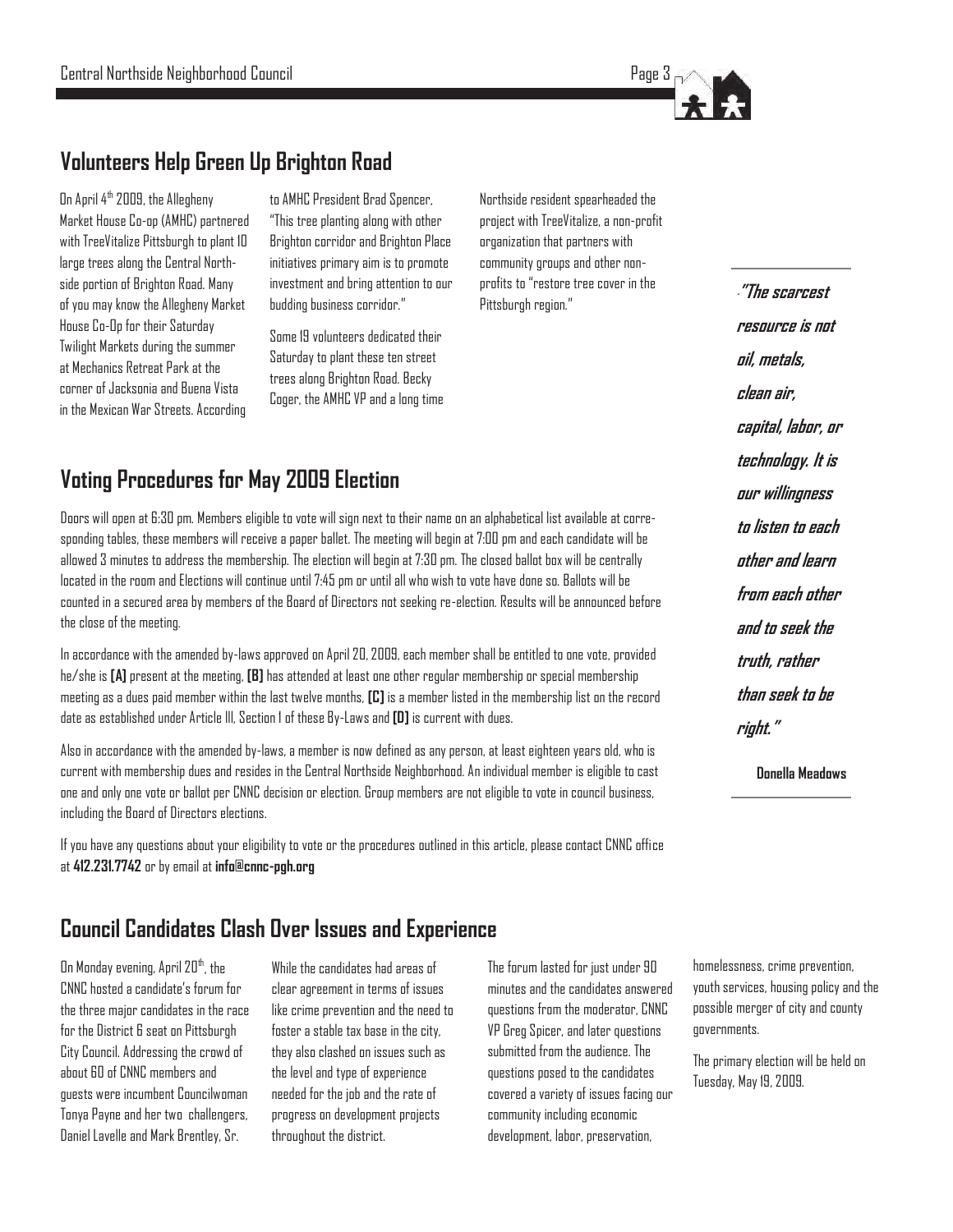## Volunteers Help Green Up Brighton Road

On April 4th 2009, the Allegheny Market House Co-op (AMHC) partnered with TreeVitalize Pittsburgh to plant 10 large trees along the Central Northside portion of Brighton Road. Many of you may know the Allegheny Market House Co-Op for their Saturday Twilight Markets during the summer at Mechanics Retreat Park at the corner of Jacksonia and Buena Vista in the Mexican War Streets. According to AMHC President Brad Spencer, "This tree planting along with other Brighton corridor and Brighton Place initiatives primary aim is to promote investment and bring attention to our budding business corridor."

Some 19 volunteers dedicated their Saturday to plant these ten street trees along Brighton Road. Becky Coger, the AMHC VP and a long time Northside resident spearheaded the project with TreeVitalize, a non-profit organization that partners with community groups and other non-profits to "restore tree cover in the Pittsburgh region."

> ***"The scarcest resource is not oil, metals, clean air, capital, labor, or technology. It is our willingness to listen to each other and learn from each other and to seek the truth, rather than seek to be right."***
>
> **Donella Meadows**

## Voting Procedures for May 2009 Election

Doors will open at 6:30 pm. Members eligible to vote will sign next to their name on an alphabetical list available at corresponding tables, these members will receive a paper ballot. The meeting will begin at 7:00 pm and each candidate will be allowed 3 minutes to address the membership. The election will begin at 7:30 pm. The closed ballot box will be centrally located in the room and Elections will continue until 7:45 pm or until all who wish to vote have done so. Ballots will be counted in a secured area by members of the Board of Directors not seeking re-election. Results will be announced before the close of the meeting.

In accordance with the amended by-laws approved on April 20, 2009, each member shall be entitled to one vote, provided he/she is **[A]** present at the meeting, **[B]** has attended at least one other regular membership or special membership meeting as a dues paid member within the last twelve months, **[C]** is a member listed in the membership list on the record date as established under Article III, Section 1 of these By-Laws and **[D]** is current with dues.

Also in accordance with the amended by-laws, a member is now defined as any person, at least eighteen years old, who is current with membership dues and resides in the Central Northside Neighborhood. An individual member is eligible to cast one and only one vote or ballot per CNNC decision or election. Group members are not eligible to vote in council business, including the Board of Directors elections.

If you have any questions about your eligibility to vote or the procedures outlined in this article, please contact CNNC office at **412.231.7742** or by email at **info@cnnc-pgh.org**

## Council Candidates Clash Over Issues and Experience

On Monday evening, April 20th, the CNNC hosted a candidate's forum for the three major candidates in the race for the District 6 seat on Pittsburgh City Council. Addressing the crowd of about 60 of CNNC members and guests were incumbent Councilwoman Tonya Payne and her two challengers, Daniel Lavelle and Mark Brentley, Sr.

While the candidates had areas of clear agreement in terms of issues like crime prevention and the need to foster a stable tax base in the city, they also clashed on issues such as the level and type of experience needed for the job and the rate of progress on development projects throughout the district.

The forum lasted for just under 90 minutes and the candidates answered questions from the moderator, CNNC VP Greg Spicer, and later questions submitted from the audience. The questions posed to the candidates covered a variety of issues facing our community including economic development, labor, preservation, homelessness, crime prevention, youth services, housing policy and the possible merger of city and county governments.

The primary election will be held on Tuesday, May 19, 2009.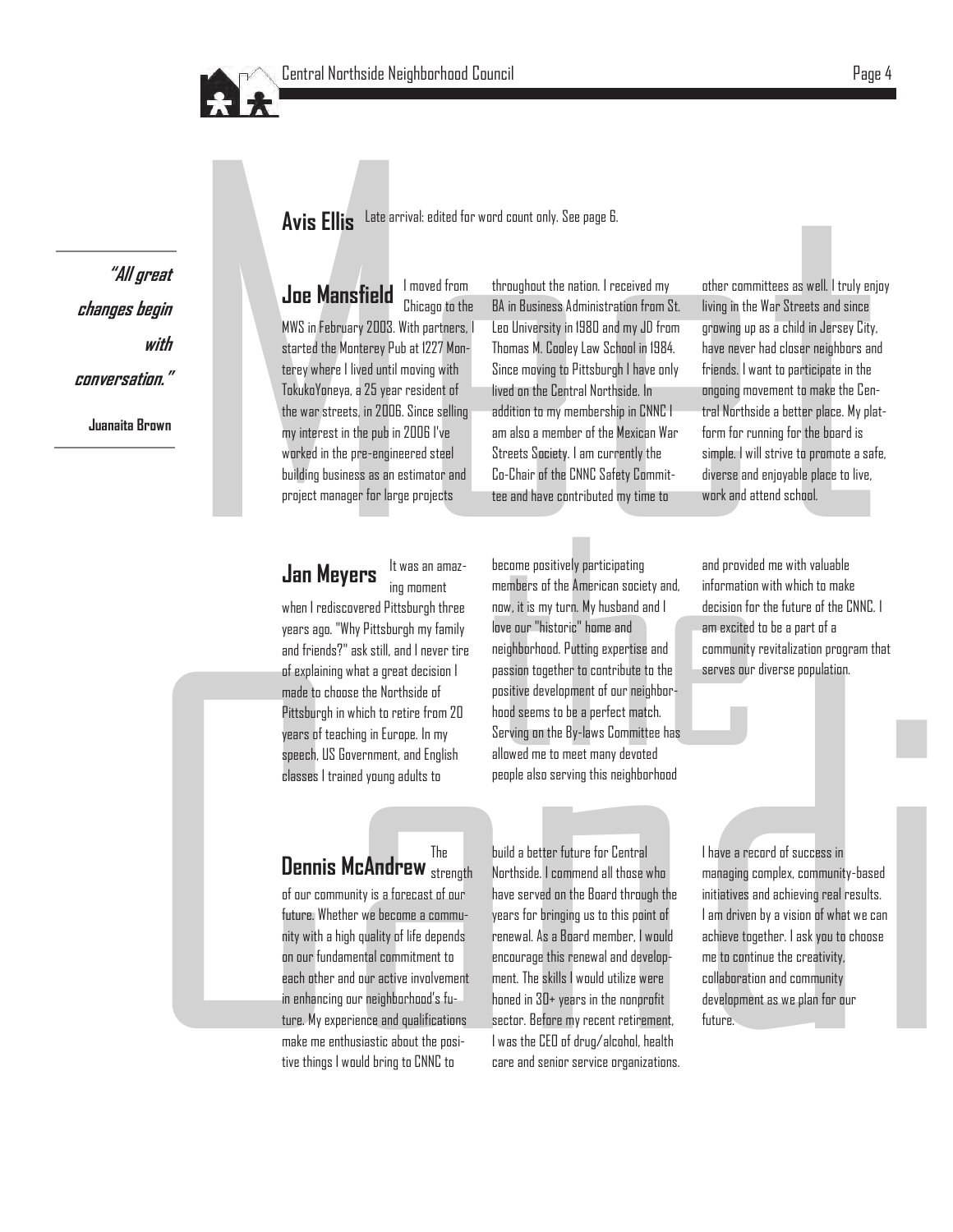# Meet the Candidates

*"All great changes begin with conversation."*

**Juanaita Brown**

## Avis Ellis

Late arrival: edited for word count only. See page 6.

## Joe Mansfield

I moved from Chicago to the MWS in February 2003. With partners, I started the Monterey Pub at 1227 Monterey where I lived until moving with TokukoYoneya, a 25 year resident of the war streets, in 2006. Since selling my interest in the pub in 2006 I've worked in the pre-engineered steel building business as an estimator and project manager for large projects throughout the nation. I received my BA in Business Administration from St. Leo University in 1980 and my JD from Thomas M. Cooley Law School in 1984. Since moving to Pittsburgh I have only lived on the Central Northside. In addition to my membership in CNNC I am also a member of the Mexican War Streets Society. I am currently the Co-Chair of the CNNC Safety Committee and have contributed my time to other committees as well. I truly enjoy living in the War Streets and since growing up as a child in Jersey City, have never had closer neighbors and friends. I want to participate in the ongoing movement to make the Central Northside a better place. My platform for running for the board is simple. I will strive to promote a safe, diverse and enjoyable place to live, work and attend school.

## Jan Meyers

It was an amazing moment when I rediscovered Pittsburgh three years ago. "Why Pittsburgh my family and friends?" ask still, and I never tire of explaining what a great decision I made to choose the Northside of Pittsburgh in which to retire from 20 years of teaching in Europe. In my speech, US Government, and English classes I trained young adults to become positively participating members of the American society and, now, it is my turn. My husband and I love our "historic" home and neighborhood. Putting expertise and passion together to contribute to the positive development of our neighborhood seems to be a perfect match. Serving on the By-laws Committee has allowed me to meet many devoted people also serving this neighborhood and provided me with valuable information with which to make decision for the future of the CNNC. I am excited to be a part of a community revitalization program that serves our diverse population.

## Dennis McAndrew

The strength of our community is a forecast of our future. Whether we become a community with a high quality of life depends on our fundamental commitment to each other and our active involvement in enhancing our neighborhood's future. My experience and qualifications make me enthusiastic about the positive things I would bring to CNNC to build a better future for Central Northside. I commend all those who have served on the Board through the years for bringing us to this point of renewal. As a Board member, I would encourage this renewal and development. The skills I would utilize were honed in 30+ years in the nonprofit sector. Before my recent retirement, I was the CEO of drug/alcohol, health care and senior service organizations. I have a record of success in managing complex, community-based initiatives and achieving real results. I am driven by a vision of what we can achieve together. I ask you to choose me to continue the creativity, collaboration and community development as we plan for our future.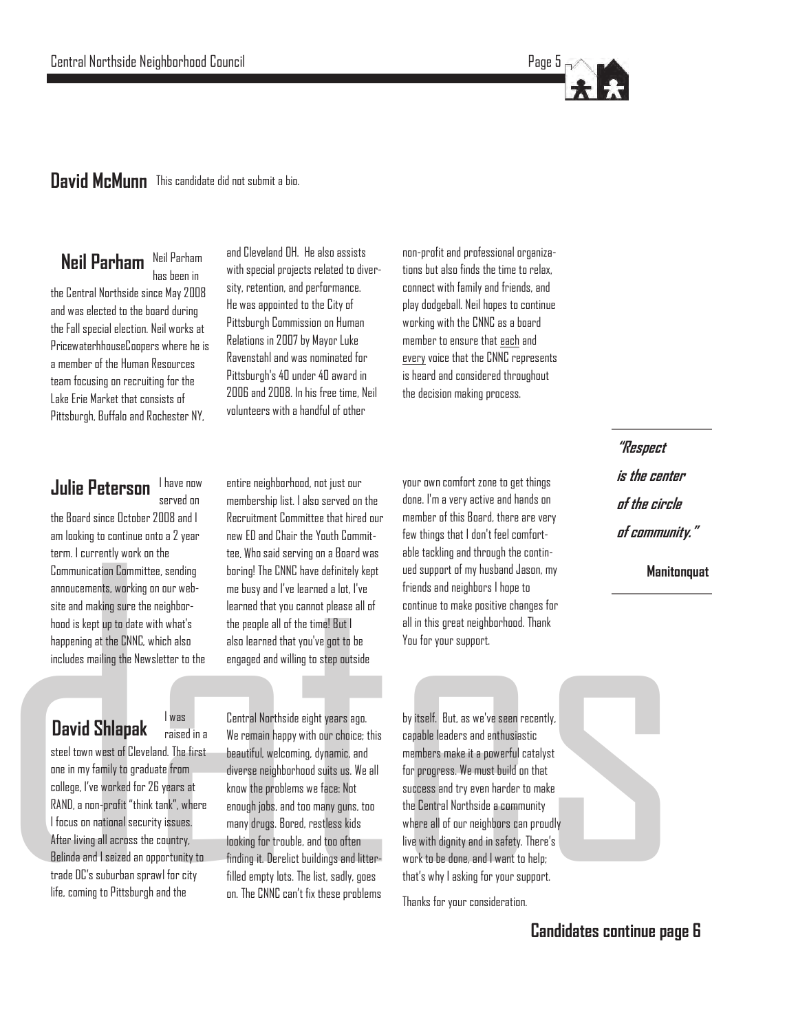## David McMunn

This candidate did not submit a bio.

## Neil Parham

Neil Parham has been in the Central Northside since May 2008 and was elected to the board during the Fall special election. Neil works at PricewaterhhouseCoopers where he is a member of the Human Resources team focusing on recruiting for the Lake Erie Market that consists of Pittsburgh, Buffalo and Rochester NY, and Cleveland OH. He also assists with special projects related to diversity, retention, and performance. He was appointed to the City of Pittsburgh Commission on Human Relations in 2007 by Mayor Luke Ravenstahl and was nominated for Pittsburgh's 40 under 40 award in 2006 and 2008. In his free time, Neil volunteers with a handful of other non-profit and professional organizations but also finds the time to relax, connect with family and friends, and play dodgeball. Neil hopes to continue working with the CNNC as a board member to ensure that each and every voice that the CNNC represents is heard and considered throughout the decision making process.

## Julie Peterson

I have now served on the Board since October 2008 and I am looking to continue onto a 2 year term. I currently work on the Communication Committee, sending annoucements, working on our website and making sure the neighborhood is kept up to date with what's happening at the CNNC, which also includes mailing the Newsletter to the entire neighborhood, not just our membership list. I also served on the Recruitment Committee that hired our new ED and Chair the Youth Committee, Who said serving on a Board was boring! The CNNC have definitely kept me busy and I've learned a lot, I've learned that you cannot please all of the people all of the time! But I also learned that you've got to be engaged and willing to step outside your own comfort zone to get things done. I'm a very active and hands on member of this Board, there are very few things that I don't feel comfortable tackling and through the continued support of my husband Jason, my friends and neighbors I hope to continue to make positive changes for all in this great neighborhood. Thank You for your support.

> ***"Respect is the center of the circle of community."***
>
> **Manitonquat**

## David Shlapak

I was raised in a steel town west of Cleveland. The first one in my family to graduate from college, I've worked for 26 years at RAND, a non-profit "think tank", where I focus on national security issues. After living all across the country, Belinda and I seized an opportunity to trade DC's suburban sprawl for city life, coming to Pittsburgh and the Central Northside eight years ago. We remain happy with our choice; this beautiful, welcoming, dynamic, and diverse neighborhood suits us. We all know the problems we face: Not enough jobs, and too many guns, too many drugs. Bored, restless kids looking for trouble, and too often finding it. Derelict buildings and litter-filled empty lots. The list, sadly, goes on. The CNNC can't fix these problems by itself. But, as we've seen recently, capable leaders and enthusiastic members make it a powerful catalyst for progress. We must build on that success and try even harder to make the Central Northside a community where all of our neighbors can proudly live with dignity and in safety. There's work to be done, and I want to help; that's why I asking for your support.

Thanks for your consideration.

**Candidates continue page 6**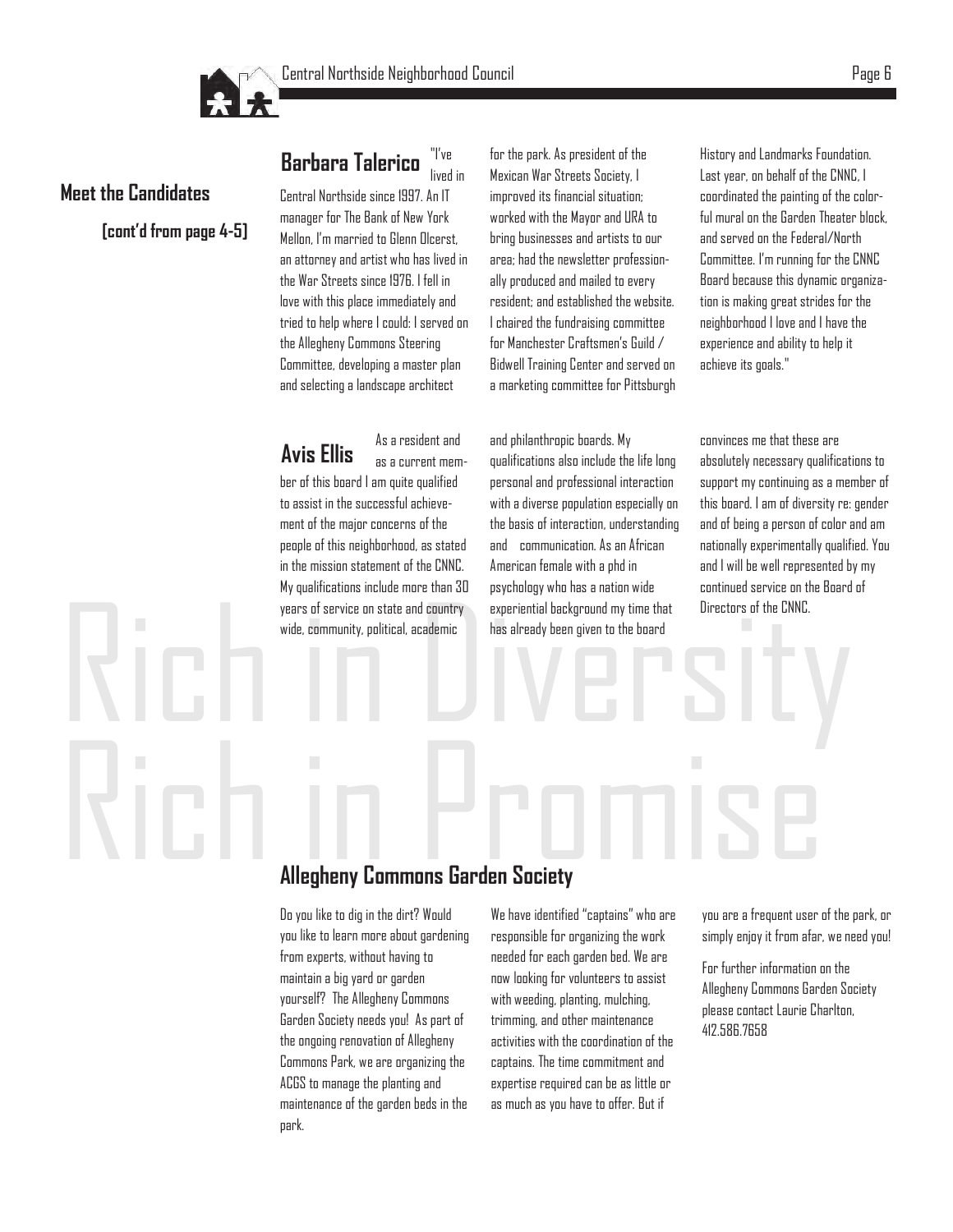## Meet the Candidates

**(cont'd from page 4-5)**

### Barbara Talerico

"I've lived in Central Northside since 1997. An IT manager for The Bank of New York Mellon, I'm married to Glenn Olcerst, an attorney and artist who has lived in the War Streets since 1976. I fell in love with this place immediately and tried to help where I could: I served on the Allegheny Commons Steering Committee, developing a master plan and selecting a landscape architect for the park. As president of the Mexican War Streets Society, I improved its financial situation; worked with the Mayor and URA to bring businesses and artists to our area; had the newsletter professionally produced and mailed to every resident; and established the website. I chaired the fundraising committee for Manchester Craftsmen's Guild / Bidwell Training Center and served on a marketing committee for Pittsburgh History and Landmarks Foundation. Last year, on behalf of the CNNC, I coordinated the painting of the colorful mural on the Garden Theater block, and served on the Federal/North Committee. I'm running for the CNNC Board because this dynamic organization is making great strides for the neighborhood I love and I have the experience and ability to help it achieve its goals."

### Avis Ellis

As a resident and as a current member of this board I am quite qualified to assist in the successful achievement of the major concerns of the people of this neighborhood, as stated in the mission statement of the CNNC. My qualifications include more than 30 years of service on state and country wide, community, political, academic and philanthropic boards. My qualifications also include the life long personal and professional interaction with a diverse population especially on the basis of interaction, understanding and communication. As an African American female with a phd in psychology who has a nation wide experiential background my time that has already been given to the board convinces me that these are absolutely necessary qualifications to support my continuing as a member of this board. I am of diversity re: gender and of being a person of color and am nationally experimentally qualified. You and I will be well represented by my continued service on the Board of Directors of the CNNC.

Rich in Diversity
Rich in Promise

## Allegheny Commons Garden Society

Do you like to dig in the dirt? Would you like to learn more about gardening from experts, without having to maintain a big yard or garden yourself? The Allegheny Commons Garden Society needs you! As part of the ongoing renovation of Allegheny Commons Park, we are organizing the ACGS to manage the planting and maintenance of the garden beds in the park.

We have identified "captains" who are responsible for organizing the work needed for each garden bed. We are now looking for volunteers to assist with weeding, planting, mulching, trimming, and other maintenance activities with the coordination of the captains. The time commitment and expertise required can be as little or as much as you have to offer. But if you are a frequent user of the park, or simply enjoy it from afar, we need you!

For further information on the Allegheny Commons Garden Society please contact Laurie Charlton, 412.586.7658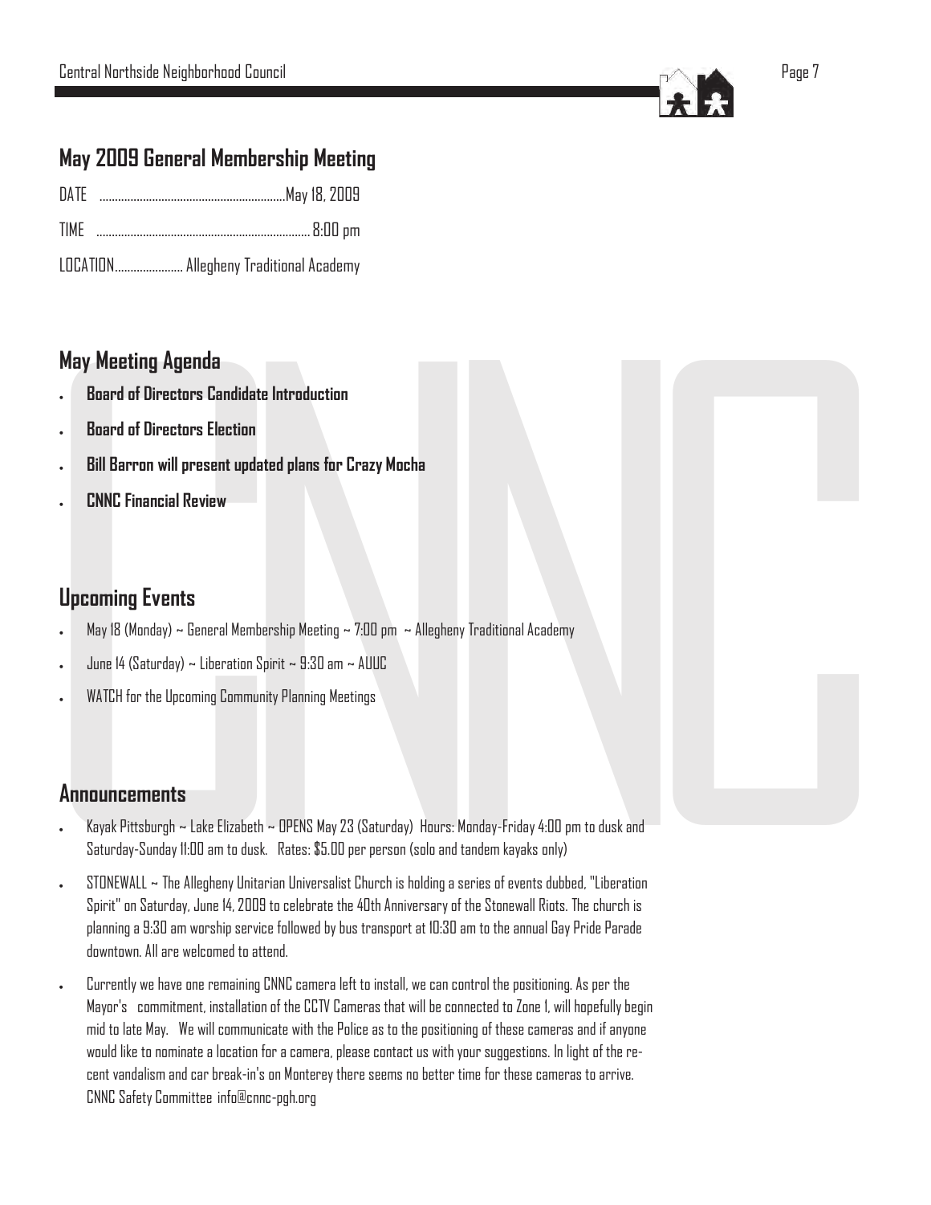## May 2009 General Membership Meeting

DATE ............................................................May 18, 2009

TIME ..................................................................... 8:00 pm

LOCATION...................... Allegheny Traditional Academy

## May Meeting Agenda

- **Board of Directors Candidate Introduction**
- **Board of Directors Election**
- **Bill Barron will present updated plans for Crazy Mocha**
- **CNNC Financial Review**

## Upcoming Events

- May 18 (Monday) ~ General Membership Meeting ~ 7:00 pm ~ Allegheny Traditional Academy
- June 14 (Saturday) ~ Liberation Spirit ~ 9:30 am ~ AUUC
- WATCH for the Upcoming Community Planning Meetings

## Announcements

- Kayak Pittsburgh ~ Lake Elizabeth ~ OPENS May 23 (Saturday) Hours: Monday-Friday 4:00 pm to dusk and Saturday-Sunday 11:00 am to dusk. Rates: $5.00 per person (solo and tandem kayaks only)
- STONEWALL ~ The Allegheny Unitarian Universalist Church is holding a series of events dubbed, "Liberation Spirit" on Saturday, June 14, 2009 to celebrate the 40th Anniversary of the Stonewall Riots. The church is planning a 9:30 am worship service followed by bus transport at 10:30 am to the annual Gay Pride Parade downtown. All are welcomed to attend.
- Currently we have one remaining CNNC camera left to install, we can control the positioning. As per the Mayor's commitment, installation of the CCTV Cameras that will be connected to Zone 1, will hopefully begin mid to late May. We will communicate with the Police as to the positioning of these cameras and if anyone would like to nominate a location for a camera, please contact us with your suggestions. In light of the recent vandalism and car break-in's on Monterey there seems no better time for these cameras to arrive. CNNC Safety Committee info@cnnc-pgh.org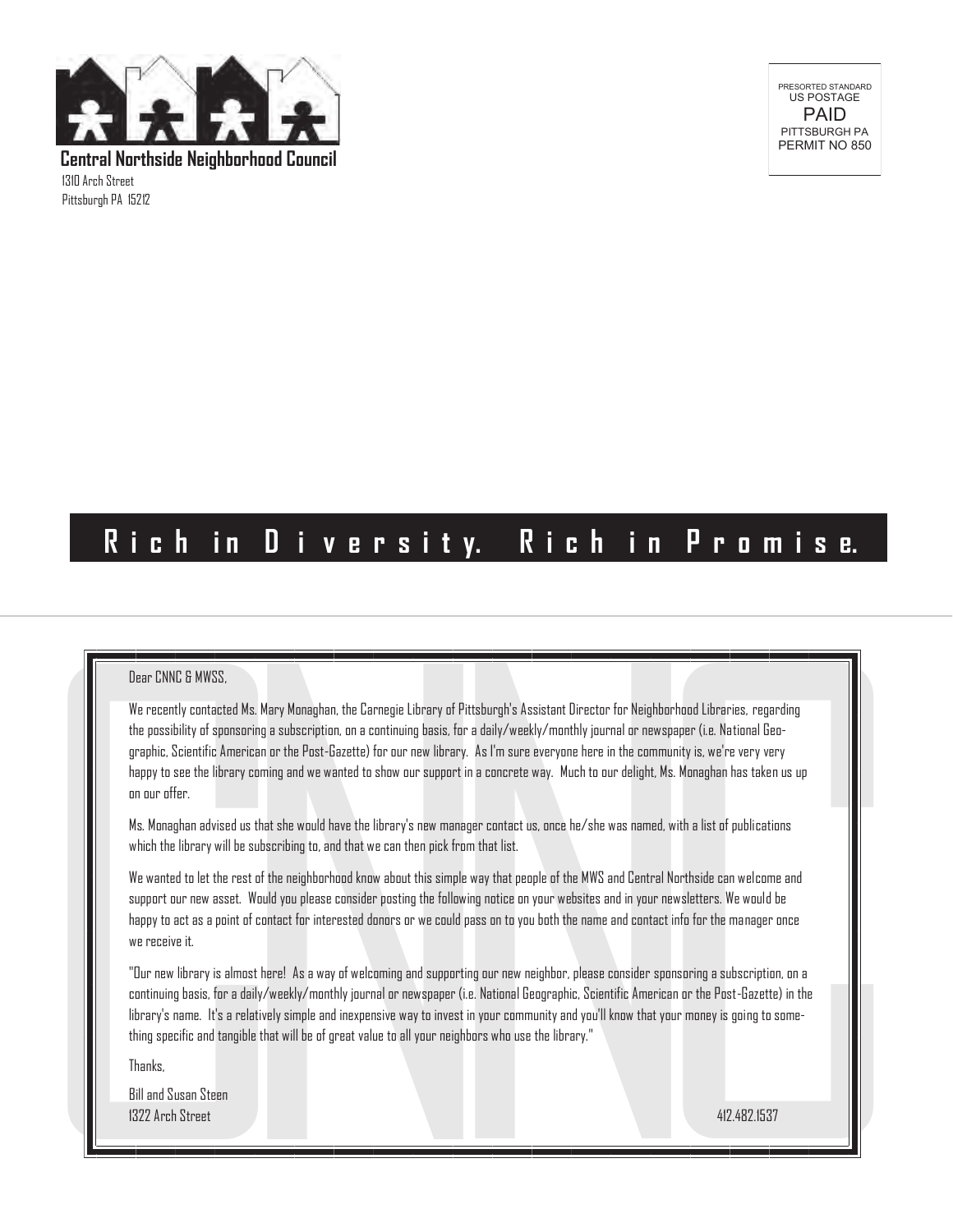**Central Northside Neighborhood Council**
1310 Arch Street
Pittsburgh PA 15212

PRESORTED STANDARD
US POSTAGE
PAID
PITTSBURGH PA
PERMIT NO 850

# Rich in Diversity. Rich in Promise.

Dear CNNC & MWSS,

We recently contacted Ms. Mary Monaghan, the Carnegie Library of Pittsburgh's Assistant Director for Neighborhood Libraries, regarding the possibility of sponsoring a subscription, on a continuing basis, for a daily/weekly/monthly journal or newspaper (i.e. National Geographic, Scientific American or the Post-Gazette) for our new library. As I'm sure everyone here in the community is, we're very very happy to see the library coming and we wanted to show our support in a concrete way. Much to our delight, Ms. Monaghan has taken us up on our offer.

Ms. Monaghan advised us that she would have the library's new manager contact us, once he/she was named, with a list of publications which the library will be subscribing to, and that we can then pick from that list.

We wanted to let the rest of the neighborhood know about this simple way that people of the MWS and Central Northside can welcome and support our new asset. Would you please consider posting the following notice on your websites and in your newsletters. We would be happy to act as a point of contact for interested donors or we could pass on to you both the name and contact info for the manager once we receive it.

"Our new library is almost here! As a way of welcoming and supporting our new neighbor, please consider sponsoring a subscription, on a continuing basis, for a daily/weekly/monthly journal or newspaper (i.e. National Geographic, Scientific American or the Post-Gazette) in the library's name. It's a relatively simple and inexpensive way to invest in your community and you'll know that your money is going to something specific and tangible that will be of great value to all your neighbors who use the library."

Thanks,

Bill and Susan Steen
1322 Arch Street

412.482.1537